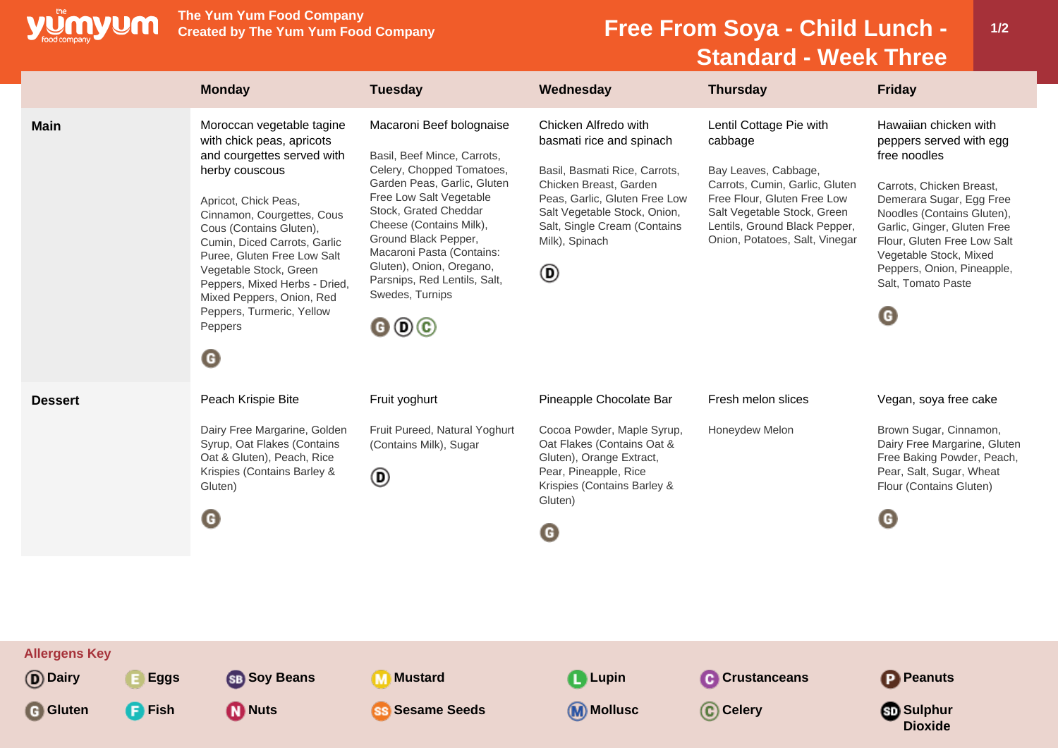# Free From Soya - Child Lunch - Standard - Week Three

The Yum Yum Food Company
Created by The Yum Yum Food Company

| | Monday | Tuesday | Wednesday | Thursday | Friday |
|---|---|---|---|---|---|
| **Main** | Moroccan vegetable tagine with chick peas, apricots and courgettes served with herby couscous<br><br>Apricot, Chick Peas, Cinnamon, Courgettes, Cous Cous (Contains Gluten), Cumin, Diced Carrots, Garlic Puree, Gluten Free Low Salt Vegetable Stock, Green Peppers, Mixed Herbs - Dried, Mixed Peppers, Onion, Red Peppers, Turmeric, Yellow Peppers<br><br>G | Macaroni Beef bolognaise<br><br>Basil, Beef Mince, Carrots, Celery, Chopped Tomatoes, Garden Peas, Garlic, Gluten Free Low Salt Vegetable Stock, Grated Cheddar Cheese (Contains Milk), Ground Black Pepper, Macaroni Pasta (Contains: Gluten), Onion, Oregano, Parsnips, Red Lentils, Salt, Swedes, Turnips<br><br>G D C | Chicken Alfredo with basmati rice and spinach<br><br>Basil, Basmati Rice, Carrots, Chicken Breast, Garden Peas, Garlic, Gluten Free Low Salt Vegetable Stock, Onion, Salt, Single Cream (Contains Milk), Spinach<br><br>D | Lentil Cottage Pie with cabbage<br><br>Bay Leaves, Cabbage, Carrots, Cumin, Garlic, Gluten Free Flour, Gluten Free Low Salt Vegetable Stock, Green Lentils, Ground Black Pepper, Onion, Potatoes, Salt, Vinegar | Hawaiian chicken with peppers served with egg free noodles<br><br>Carrots, Chicken Breast, Demerara Sugar, Egg Free Noodles (Contains Gluten), Garlic, Ginger, Gluten Free Flour, Gluten Free Low Salt Vegetable Stock, Mixed Peppers, Onion, Pineapple, Salt, Tomato Paste<br><br>G |
| **Dessert** | Peach Krispie Bite<br><br>Dairy Free Margarine, Golden Syrup, Oat Flakes (Contains Oat & Gluten), Peach, Rice Krispies (Contains Barley & Gluten)<br><br>G | Fruit yoghurt<br><br>Fruit Pureed, Natural Yoghurt (Contains Milk), Sugar<br><br>D | Pineapple Chocolate Bar<br><br>Cocoa Powder, Maple Syrup, Oat Flakes (Contains Oat & Gluten), Orange Extract, Pear, Pineapple, Rice Krispies (Contains Barley & Gluten)<br><br>G | Fresh melon slices<br><br>Honeydew Melon | Vegan, soya free cake<br><br>Brown Sugar, Cinnamon, Dairy Free Margarine, Gluten Free Baking Powder, Peach, Pear, Salt, Sugar, Wheat Flour (Contains Gluten)<br><br>G |

**Allergens Key**

- D Dairy
- E Eggs
- SB Soy Beans
- M Mustard
- L Lupin
- C Crustaceans
- P Peanuts
- G Gluten
- F Fish
- N Nuts
- SS Sesame Seeds
- M Mollusc
- C Celery
- SD Sulphur Dioxide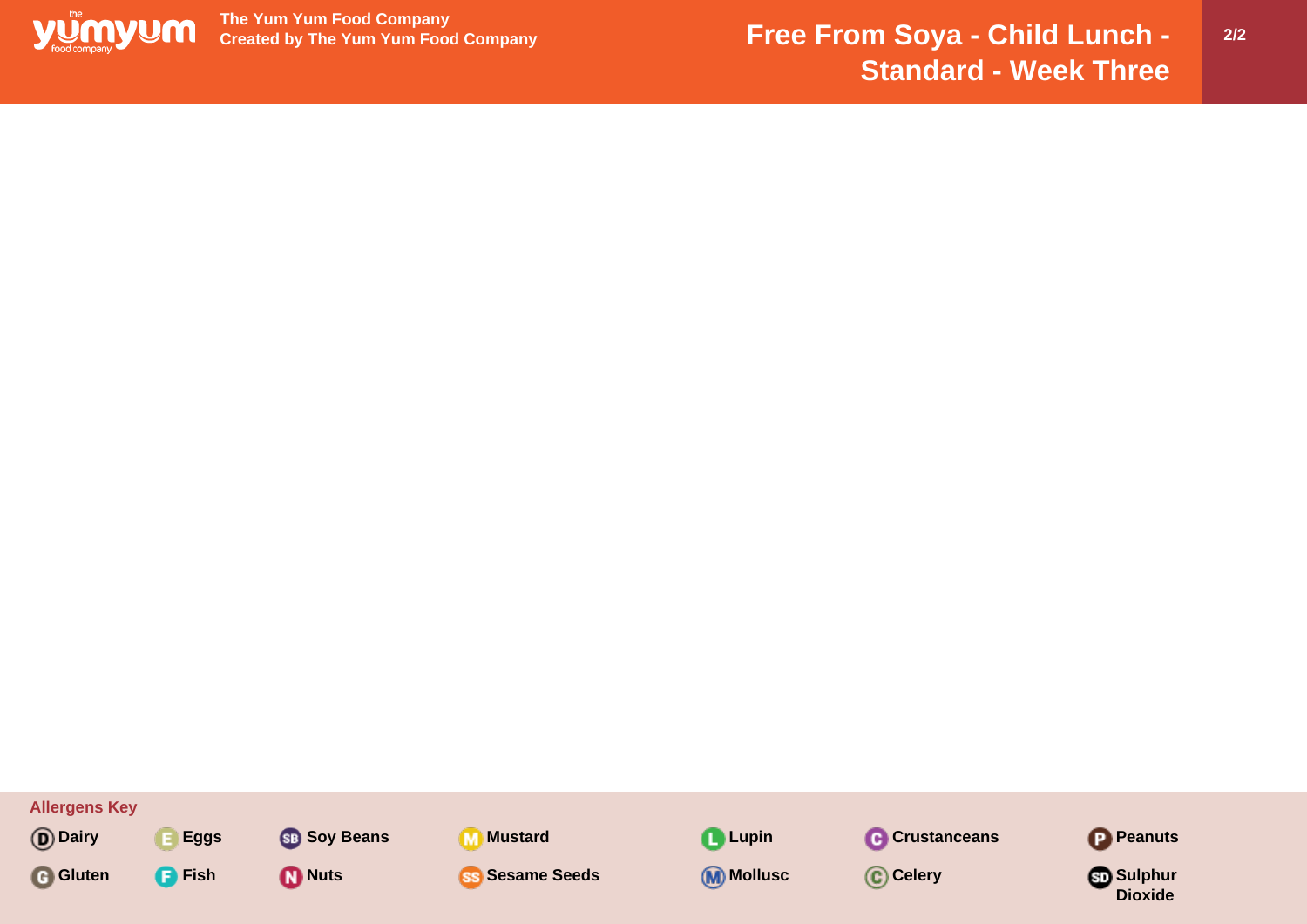# Free From Soya - Child Lunch - Standard - Week Three

The Yum Yum Food Company
Created by The Yum Yum Food Company

**Allergens Key**

| | | | | | | |
|---|---|---|---|---|---|---|
| D Dairy | E Eggs | SB Soy Beans | M Mustard | L Lupin | C Crustanceans | P Peanuts |
| G Gluten | F Fish | N Nuts | SS Sesame Seeds | M Mollusc | C Celery | SD Sulphur Dioxide |